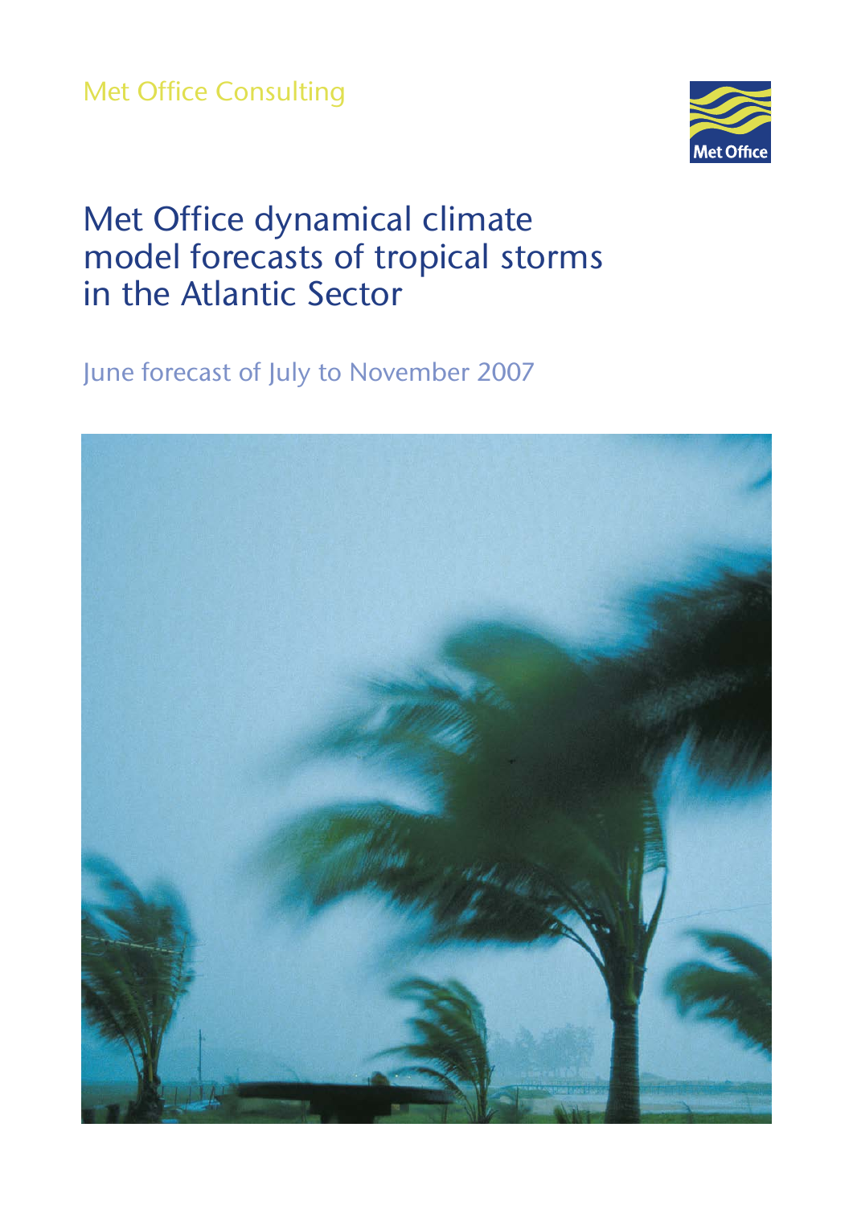Met Office Consulting

Met Office

# Met Office dynamical climate model forecasts of tropical storms in the Atlantic Sector

## June forecast of July to November 2007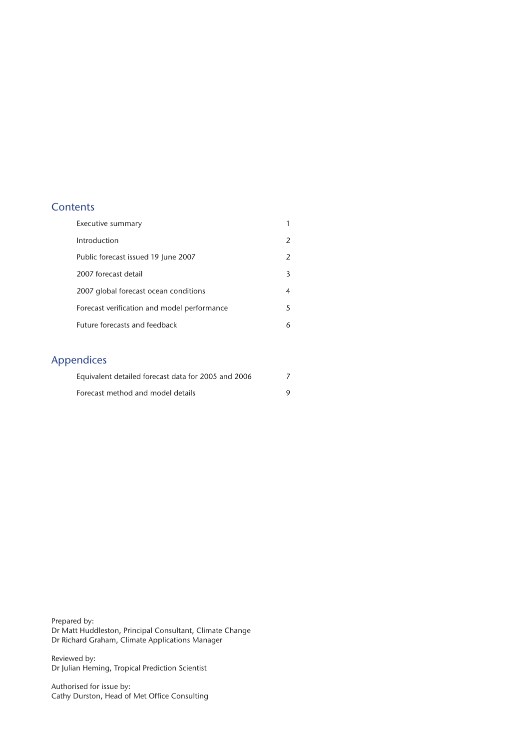## Contents

| | |
|---|---|
| Executive summary | 1 |
| Introduction | 2 |
| Public forecast issued 19 June 2007 | 2 |
| 2007 forecast detail | 3 |
| 2007 global forecast ocean conditions | 4 |
| Forecast verification and model performance | 5 |
| Future forecasts and feedback | 6 |

## Appendices

| | |
|---|---|
| Equivalent detailed forecast data for 2005 and 2006 | 7 |
| Forecast method and model details | 9 |

Prepared by:
Dr Matt Huddleston, Principal Consultant, Climate Change
Dr Richard Graham, Climate Applications Manager

Reviewed by:
Dr Julian Heming, Tropical Prediction Scientist

Authorised for issue by:
Cathy Durston, Head of Met Office Consulting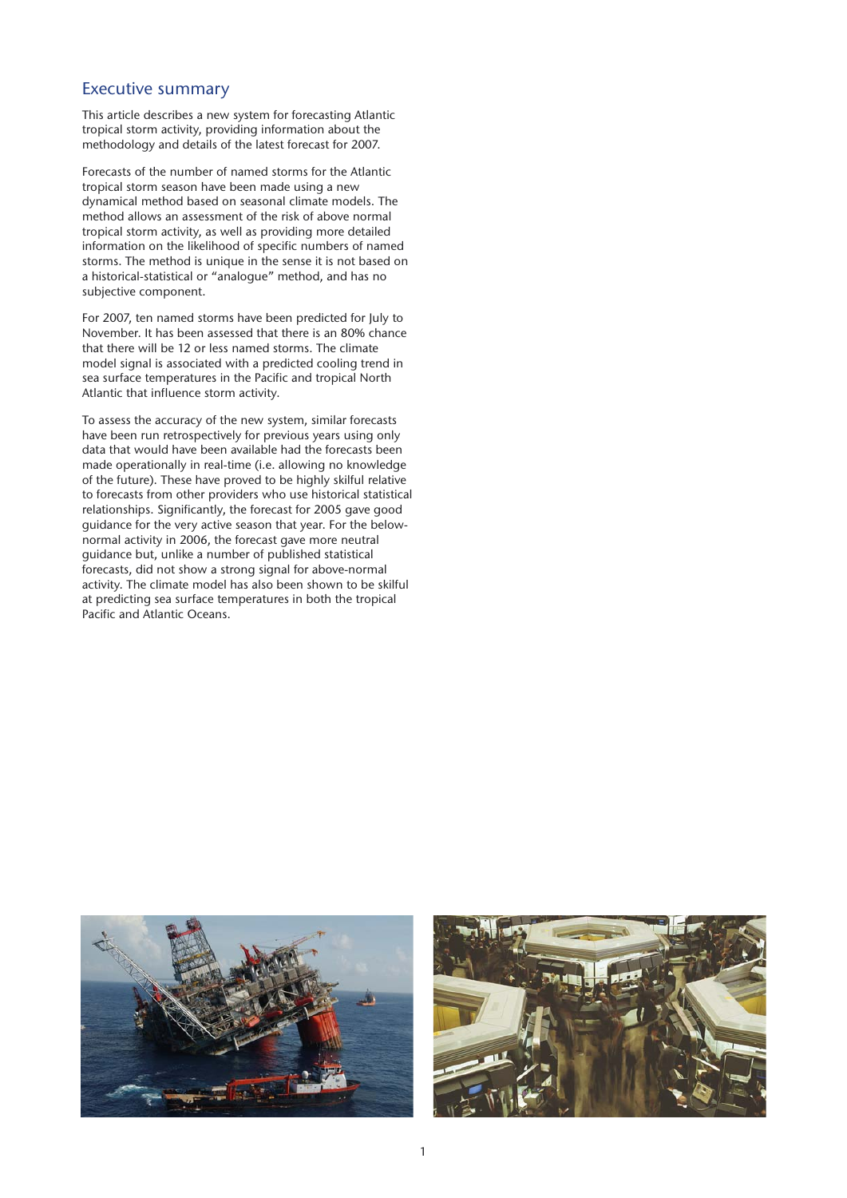## Executive summary

This article describes a new system for forecasting Atlantic tropical storm activity, providing information about the methodology and details of the latest forecast for 2007.

Forecasts of the number of named storms for the Atlantic tropical storm season have been made using a new dynamical method based on seasonal climate models. The method allows an assessment of the risk of above normal tropical storm activity, as well as providing more detailed information on the likelihood of specific numbers of named storms. The method is unique in the sense it is not based on a historical-statistical or "analogue" method, and has no subjective component.

For 2007, ten named storms have been predicted for July to November. It has been assessed that there is an 80% chance that there will be 12 or less named storms. The climate model signal is associated with a predicted cooling trend in sea surface temperatures in the Pacific and tropical North Atlantic that influence storm activity.

To assess the accuracy of the new system, similar forecasts have been run retrospectively for previous years using only data that would have been available had the forecasts been made operationally in real-time (i.e. allowing no knowledge of the future). These have proved to be highly skilful relative to forecasts from other providers who use historical statistical relationships. Significantly, the forecast for 2005 gave good guidance for the very active season that year. For the below-normal activity in 2006, the forecast gave more neutral guidance but, unlike a number of published statistical forecasts, did not show a strong signal for above-normal activity. The climate model has also been shown to be skilful at predicting sea surface temperatures in both the tropical Pacific and Atlantic Oceans.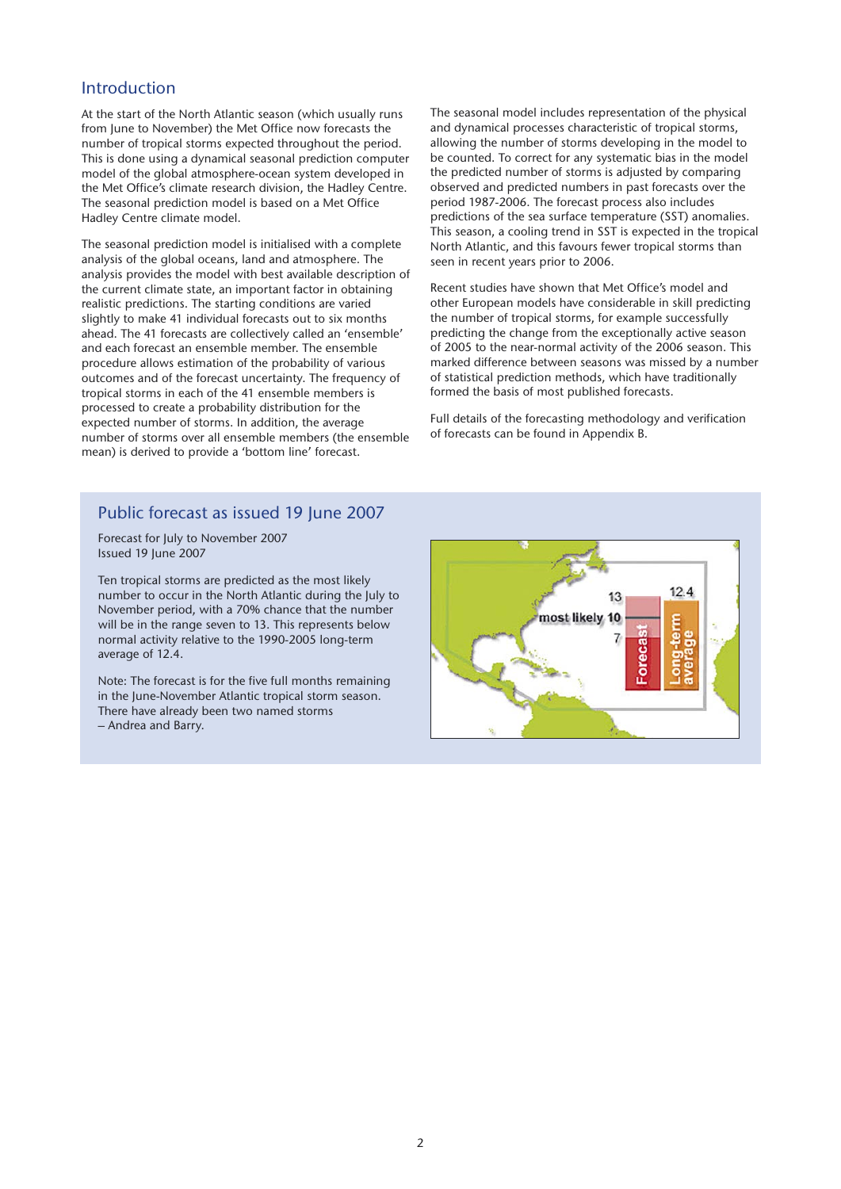## Introduction

At the start of the North Atlantic season (which usually runs from June to November) the Met Office now forecasts the number of tropical storms expected throughout the period. This is done using a dynamical seasonal prediction computer model of the global atmosphere-ocean system developed in the Met Office's climate research division, the Hadley Centre. The seasonal prediction model is based on a Met Office Hadley Centre climate model.

The seasonal prediction model is initialised with a complete analysis of the global oceans, land and atmosphere. The analysis provides the model with best available description of the current climate state, an important factor in obtaining realistic predictions. The starting conditions are varied slightly to make 41 individual forecasts out to six months ahead. The 41 forecasts are collectively called an 'ensemble' and each forecast an ensemble member. The ensemble procedure allows estimation of the probability of various outcomes and of the forecast uncertainty. The frequency of tropical storms in each of the 41 ensemble members is processed to create a probability distribution for the expected number of storms. In addition, the average number of storms over all ensemble members (the ensemble mean) is derived to provide a 'bottom line' forecast.

The seasonal model includes representation of the physical and dynamical processes characteristic of tropical storms, allowing the number of storms developing in the model to be counted. To correct for any systematic bias in the model the predicted number of storms is adjusted by comparing observed and predicted numbers in past forecasts over the period 1987-2006. The forecast process also includes predictions of the sea surface temperature (SST) anomalies. This season, a cooling trend in SST is expected in the tropical North Atlantic, and this favours fewer tropical storms than seen in recent years prior to 2006.

Recent studies have shown that Met Office's model and other European models have considerable in skill predicting the number of tropical storms, for example successfully predicting the change from the exceptionally active season of 2005 to the near-normal activity of the 2006 season. This marked difference between seasons was missed by a number of statistical prediction methods, which have traditionally formed the basis of most published forecasts.

Full details of the forecasting methodology and verification of forecasts can be found in Appendix B.

## Public forecast as issued 19 June 2007

Forecast for July to November 2007
Issued 19 June 2007

Ten tropical storms are predicted as the most likely number to occur in the North Atlantic during the July to November period, with a 70% chance that the number will be in the range seven to 13. This represents below normal activity relative to the 1990-2005 long-term average of 12.4.

Note: The forecast is for the five full months remaining in the June-November Atlantic tropical storm season. There have already been two named storms – Andrea and Barry.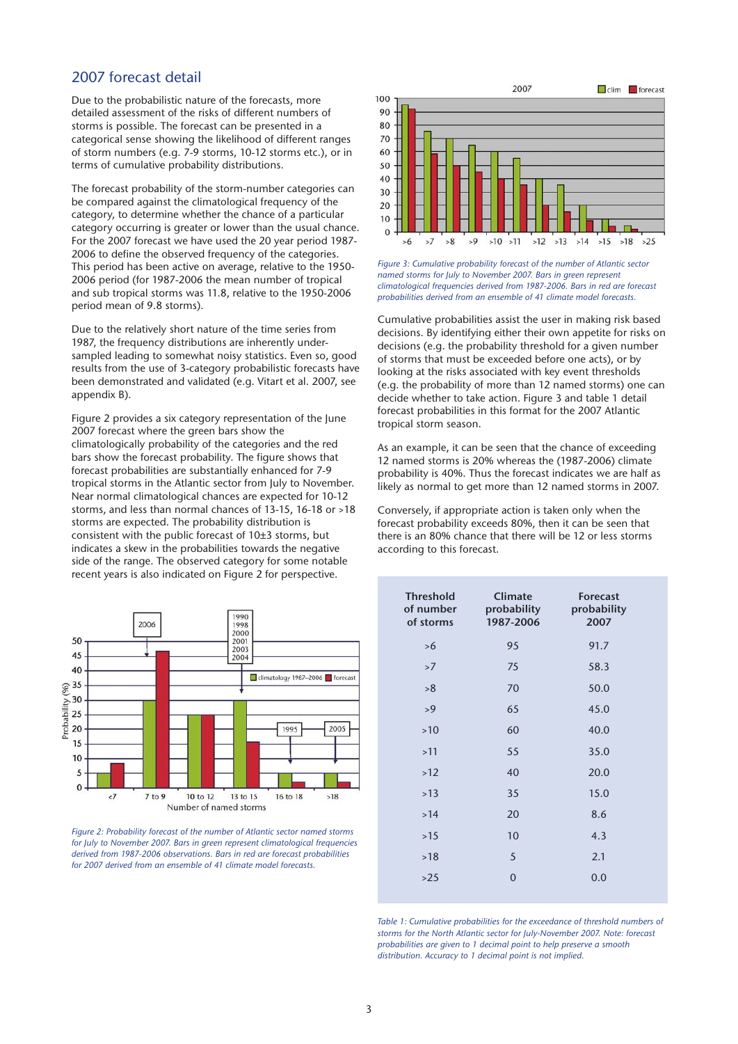## 2007 forecast detail

Due to the probabilistic nature of the forecasts, more detailed assessment of the risks of different numbers of storms is possible. The forecast can be presented in a categorical sense showing the likelihood of different ranges of storm numbers (e.g. 7-9 storms, 10-12 storms etc.), or in terms of cumulative probability distributions.

The forecast probability of the storm-number categories can be compared against the climatological frequency of the category, to determine whether the chance of a particular category occurring is greater or lower than the usual chance. For the 2007 forecast we have used the 20 year period 1987-2006 to define the observed frequency of the categories. This period has been active on average, relative to the 1950-2006 period (for 1987-2006 the mean number of tropical and sub tropical storms was 11.8, relative to the 1950-2006 period mean of 9.8 storms).

Due to the relatively short nature of the time series from 1987, the frequency distributions are inherently under-sampled leading to somewhat noisy statistics. Even so, good results from the use of 3-category probabilistic forecasts have been demonstrated and validated (e.g. Vitart et al. 2007, see appendix B).

Figure 2 provides a six category representation of the June 2007 forecast where the green bars show the climatologically probability of the categories and the red bars show the forecast probability. The figure shows that forecast probabilities are substantially enhanced for 7-9 tropical storms in the Atlantic sector from July to November. Near normal climatological chances are expected for 10-12 storms, and less than normal chances of 13-15, 16-18 or >18 storms are expected. The probability distribution is consistent with the public forecast of 10±3 storms, but indicates a skew in the probabilities towards the negative side of the range. The observed category for some notable recent years is also indicated on Figure 2 for perspective.

*Figure 2: Probability forecast of the number of Atlantic sector named storms for July to November 2007. Bars in green represent climatological frequencies derived from 1987-2006 observations. Bars in red are forecast probabilities for 2007 derived from an ensemble of 41 climate model forecasts.*

*Figure 3: Cumulative probability forecast of the number of Atlantic sector named storms for July to November 2007. Bars in green represent climatological frequencies derived from 1987-2006. Bars in red are forecast probabilities derived from an ensemble of 41 climate model forecasts.*

Cumulative probabilities assist the user in making risk based decisions. By identifying either their own appetite for risks on decisions (e.g. the probability threshold for a given number of storms that must be exceeded before one acts), or by looking at the risks associated with key event thresholds (e.g. the probability of more than 12 named storms) one can decide whether to take action. Figure 3 and table 1 detail forecast probabilities in this format for the 2007 Atlantic tropical storm season.

As an example, it can be seen that the chance of exceeding 12 named storms is 20% whereas the (1987-2006) climate probability is 40%. Thus the forecast indicates we are half as likely as normal to get more than 12 named storms in 2007.

Conversely, if appropriate action is taken only when the forecast probability exceeds 80%, then it can be seen that there is an 80% chance that there will be 12 or less storms according to this forecast.

| Threshold of number of storms | Climate probability 1987-2006 | Forecast probability 2007 |
|---|---|---|
| >6 | 95 | 91.7 |
| >7 | 75 | 58.3 |
| >8 | 70 | 50.0 |
| >9 | 65 | 45.0 |
| >10 | 60 | 40.0 |
| >11 | 55 | 35.0 |
| >12 | 40 | 20.0 |
| >13 | 35 | 15.0 |
| >14 | 20 | 8.6 |
| >15 | 10 | 4.3 |
| >18 | 5 | 2.1 |
| >25 | 0 | 0.0 |

*Table 1: Cumulative probabilities for the exceedance of threshold numbers of storms for the North Atlantic sector for July-November 2007. Note: forecast probabilities are given to 1 decimal point to help preserve a smooth distribution. Accuracy to 1 decimal point is not implied.*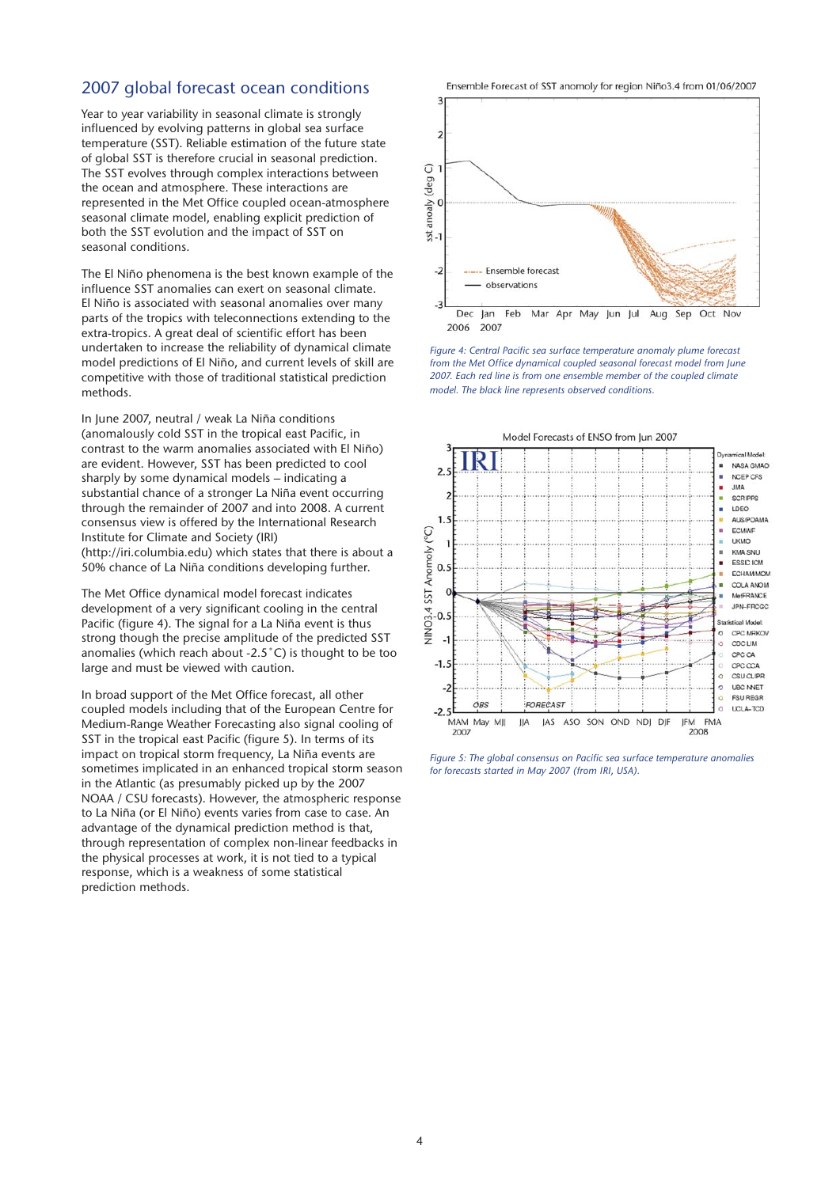## 2007 global forecast ocean conditions

Year to year variability in seasonal climate is strongly influenced by evolving patterns in global sea surface temperature (SST). Reliable estimation of the future state of global SST is therefore crucial in seasonal prediction. The SST evolves through complex interactions between the ocean and atmosphere. These interactions are represented in the Met Office coupled ocean-atmosphere seasonal climate model, enabling explicit prediction of both the SST evolution and the impact of SST on seasonal conditions.

The El Niño phenomena is the best known example of the influence SST anomalies can exert on seasonal climate. El Niño is associated with seasonal anomalies over many parts of the tropics with teleconnections extending to the extra-tropics. A great deal of scientific effort has been undertaken to increase the reliability of dynamical climate model predictions of El Niño, and current levels of skill are competitive with those of traditional statistical prediction methods.

In June 2007, neutral / weak La Niña conditions (anomalously cold SST in the tropical east Pacific, in contrast to the warm anomalies associated with El Niño) are evident. However, SST has been predicted to cool sharply by some dynamical models – indicating a substantial chance of a stronger La Niña event occurring through the remainder of 2007 and into 2008. A current consensus view is offered by the International Research Institute for Climate and Society (IRI) (http://iri.columbia.edu) which states that there is about a 50% chance of La Niña conditions developing further.

The Met Office dynamical model forecast indicates development of a very significant cooling in the central Pacific (figure 4). The signal for a La Niña event is thus strong though the precise amplitude of the predicted SST anomalies (which reach about -2.5 °C) is thought to be too large and must be viewed with caution.

In broad support of the Met Office forecast, all other coupled models including that of the European Centre for Medium-Range Weather Forecasting also signal cooling of SST in the tropical east Pacific (figure 5). In terms of its impact on tropical storm frequency, La Niña events are sometimes implicated in an enhanced tropical storm season in the Atlantic (as presumably picked up by the 2007 NOAA / CSU forecasts). However, the atmospheric response to La Niña (or El Niño) events varies from case to case. An advantage of the dynamical prediction method is that, through representation of complex non-linear feedbacks in the physical processes at work, it is not tied to a typical response, which is a weakness of some statistical prediction methods.

*Figure 4: Central Pacific sea surface temperature anomaly plume forecast from the Met Office dynamical coupled seasonal forecast model from June 2007. Each red line is from one ensemble member of the coupled climate model. The black line represents observed conditions.*

*Figure 5: The global consensus on Pacific sea surface temperature anomalies for forecasts started in May 2007 (from IRI, USA).*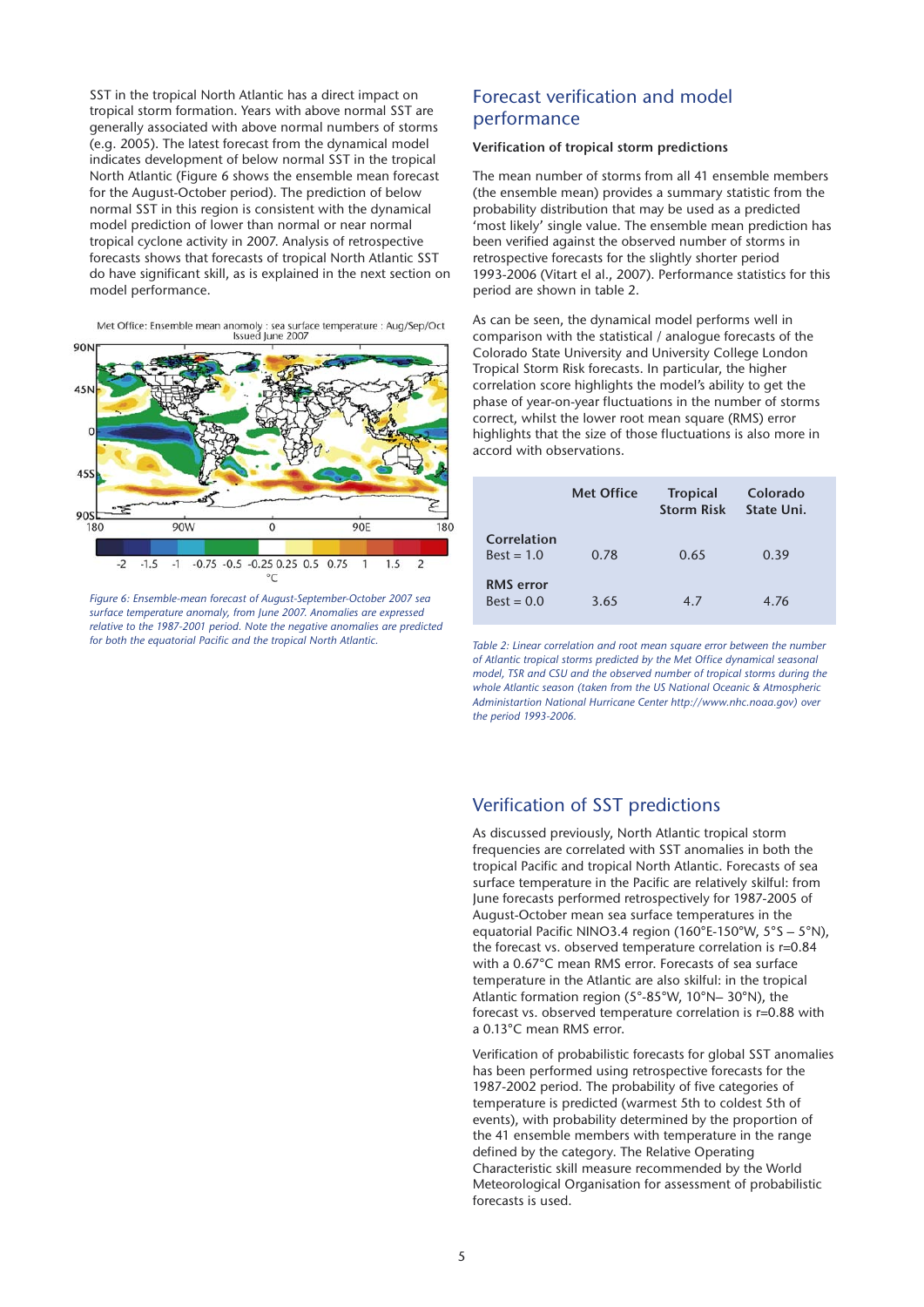SST in the tropical North Atlantic has a direct impact on tropical storm formation. Years with above normal SST are generally associated with above normal numbers of storms (e.g. 2005). The latest forecast from the dynamical model indicates development of below normal SST in the tropical North Atlantic (Figure 6 shows the ensemble mean forecast for the August-October period). The prediction of below normal SST in this region is consistent with the dynamical model prediction of lower than normal or near normal tropical cyclone activity in 2007. Analysis of retrospective forecasts shows that forecasts of tropical North Atlantic SST do have significant skill, as is explained in the next section on model performance.

*Figure 6: Ensemble-mean forecast of August-September-October 2007 sea surface temperature anomaly, from June 2007. Anomalies are expressed relative to the 1987-2001 period. Note the negative anomalies are predicted for both the equatorial Pacific and the tropical North Atlantic.*

## Forecast verification and model performance

### Verification of tropical storm predictions

The mean number of storms from all 41 ensemble members (the ensemble mean) provides a summary statistic from the probability distribution that may be used as a predicted 'most likely' single value. The ensemble mean prediction has been verified against the observed number of storms in retrospective forecasts for the slightly shorter period 1993-2006 (Vitart el al., 2007). Performance statistics for this period are shown in table 2.

As can be seen, the dynamical model performs well in comparison with the statistical / analogue forecasts of the Colorado State University and University College London Tropical Storm Risk forecasts. In particular, the higher correlation score highlights the model's ability to get the phase of year-on-year fluctuations in the number of storms correct, whilst the lower root mean square (RMS) error highlights that the size of those fluctuations is also more in accord with observations.

| | Met Office | Tropical Storm Risk | Colorado State Uni. |
|---|---|---|---|
| **Correlation** Best = 1.0 | 0.78 | 0.65 | 0.39 |
| **RMS error** Best = 0.0 | 3.65 | 4.7 | 4.76 |

*Table 2: Linear correlation and root mean square error between the number of Atlantic tropical storms predicted by the Met Office dynamical seasonal model, TSR and CSU and the observed number of tropical storms during the whole Atlantic season (taken from the US National Oceanic & Atmospheric Administartion National Hurricane Center http://www.nhc.noaa.gov) over the period 1993-2006.*

## Verification of SST predictions

As discussed previously, North Atlantic tropical storm frequencies are correlated with SST anomalies in both the tropical Pacific and tropical North Atlantic. Forecasts of sea surface temperature in the Pacific are relatively skilful: from June forecasts performed retrospectively for 1987-2005 of August-October mean sea surface temperatures in the equatorial Pacific NINO3.4 region (160°E-150°W, 5°S – 5°N), the forecast vs. observed temperature correlation is r=0.84 with a 0.67°C mean RMS error. Forecasts of sea surface temperature in the Atlantic are also skilful: in the tropical Atlantic formation region (5°-85°W, 10°N– 30°N), the forecast vs. observed temperature correlation is r=0.88 with a 0.13°C mean RMS error.

Verification of probabilistic forecasts for global SST anomalies has been performed using retrospective forecasts for the 1987-2002 period. The probability of five categories of temperature is predicted (warmest 5th to coldest 5th of events), with probability determined by the proportion of the 41 ensemble members with temperature in the range defined by the category. The Relative Operating Characteristic skill measure recommended by the World Meteorological Organisation for assessment of probabilistic forecasts is used.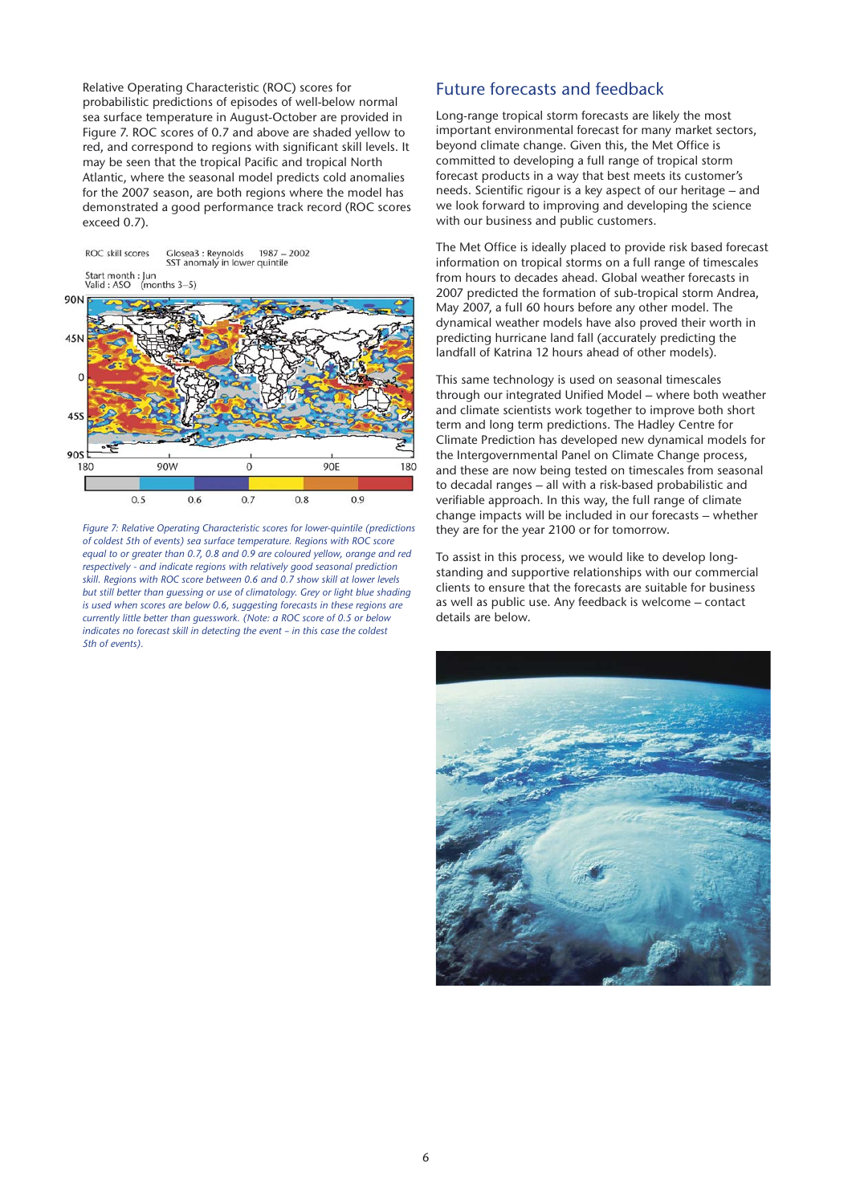Relative Operating Characteristic (ROC) scores for probabilistic predictions of episodes of well-below normal sea surface temperature in August-October are provided in Figure 7. ROC scores of 0.7 and above are shaded yellow to red, and correspond to regions with significant skill levels. It may be seen that the tropical Pacific and tropical North Atlantic, where the seasonal model predicts cold anomalies for the 2007 season, are both regions where the model has demonstrated a good performance track record (ROC scores exceed 0.7).

*Figure 7: Relative Operating Characteristic scores for lower-quintile (predictions of coldest 5th of events) sea surface temperature. Regions with ROC score equal to or greater than 0.7, 0.8 and 0.9 are coloured yellow, orange and red respectively - and indicate regions with relatively good seasonal prediction skill. Regions with ROC score between 0.6 and 0.7 show skill at lower levels but still better than guessing or use of climatology. Grey or light blue shading is used when scores are below 0.6, suggesting forecasts in these regions are currently little better than guesswork. (Note: a ROC score of 0.5 or below indicates no forecast skill in detecting the event – in this case the coldest 5th of events).*

## Future forecasts and feedback

Long-range tropical storm forecasts are likely the most important environmental forecast for many market sectors, beyond climate change. Given this, the Met Office is committed to developing a full range of tropical storm forecast products in a way that best meets its customer's needs. Scientific rigour is a key aspect of our heritage – and we look forward to improving and developing the science with our business and public customers.

The Met Office is ideally placed to provide risk based forecast information on tropical storms on a full range of timescales from hours to decades ahead. Global weather forecasts in 2007 predicted the formation of sub-tropical storm Andrea, May 2007, a full 60 hours before any other model. The dynamical weather models have also proved their worth in predicting hurricane land fall (accurately predicting the landfall of Katrina 12 hours ahead of other models).

This same technology is used on seasonal timescales through our integrated Unified Model – where both weather and climate scientists work together to improve both short term and long term predictions. The Hadley Centre for Climate Prediction has developed new dynamical models for the Intergovernmental Panel on Climate Change process, and these are now being tested on timescales from seasonal to decadal ranges – all with a risk-based probabilistic and verifiable approach. In this way, the full range of climate change impacts will be included in our forecasts – whether they are for the year 2100 or for tomorrow.

To assist in this process, we would like to develop long-standing and supportive relationships with our commercial clients to ensure that the forecasts are suitable for business as well as public use. Any feedback is welcome – contact details are below.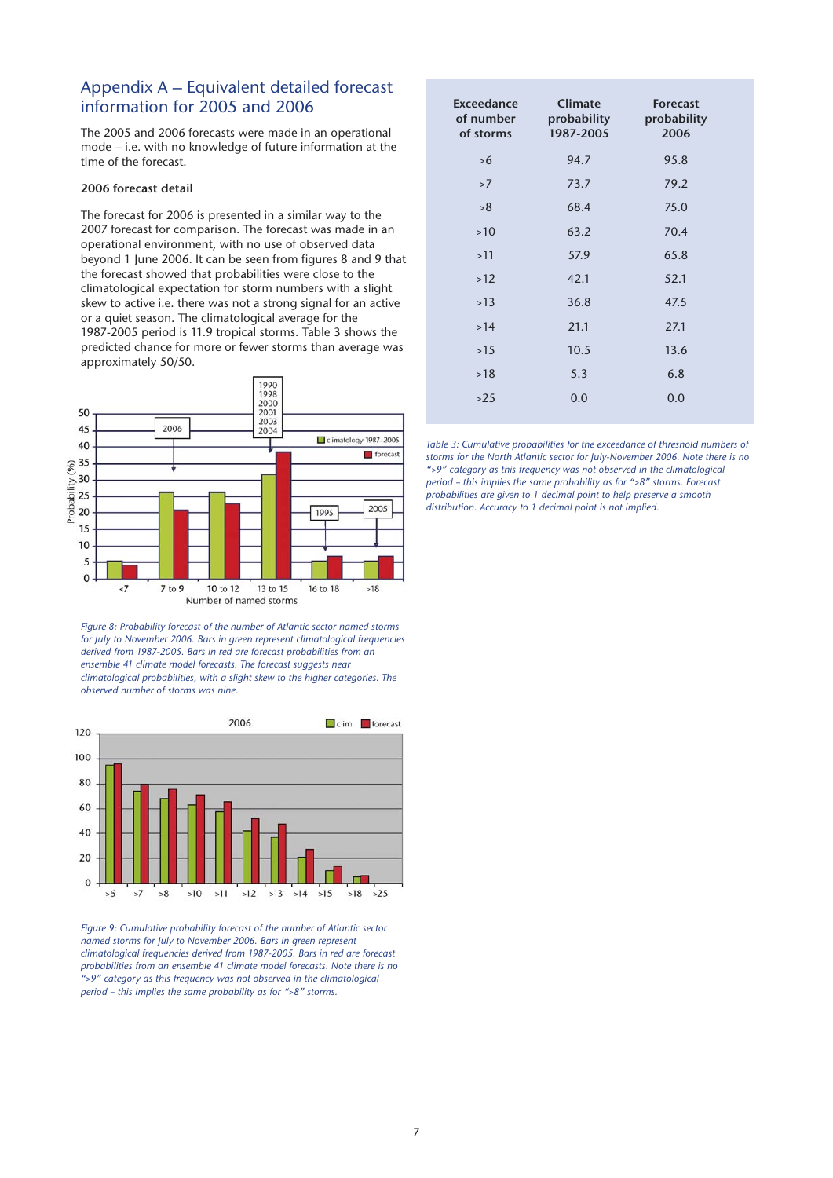## Appendix A – Equivalent detailed forecast information for 2005 and 2006

The 2005 and 2006 forecasts were made in an operational mode – i.e. with no knowledge of future information at the time of the forecast.

### 2006 forecast detail

The forecast for 2006 is presented in a similar way to the 2007 forecast for comparison. The forecast was made in an operational environment, with no use of observed data beyond 1 June 2006. It can be seen from figures 8 and 9 that the forecast showed that probabilities were close to the climatological expectation for storm numbers with a slight skew to active i.e. there was not a strong signal for an active or a quiet season. The climatological average for the 1987-2005 period is 11.9 tropical storms. Table 3 shows the predicted chance for more or fewer storms than average was approximately 50/50.

*Figure 8: Probability forecast of the number of Atlantic sector named storms for July to November 2006. Bars in green represent climatological frequencies derived from 1987-2005. Bars in red are forecast probabilities from an ensemble 41 climate model forecasts. The forecast suggests near climatological probabilities, with a slight skew to the higher categories. The observed number of storms was nine.*

*Figure 9: Cumulative probability forecast of the number of Atlantic sector named storms for July to November 2006. Bars in green represent climatological frequencies derived from 1987-2005. Bars in red are forecast probabilities from an ensemble 41 climate model forecasts. Note there is no ">9" category as this frequency was not observed in the climatological period – this implies the same probability as for ">8" storms.*

| Exceedance of number of storms | Climate probability 1987-2005 | Forecast probability 2006 |
|---|---|---|
| >6 | 94.7 | 95.8 |
| >7 | 73.7 | 79.2 |
| >8 | 68.4 | 75.0 |
| >10 | 63.2 | 70.4 |
| >11 | 57.9 | 65.8 |
| >12 | 42.1 | 52.1 |
| >13 | 36.8 | 47.5 |
| >14 | 21.1 | 27.1 |
| >15 | 10.5 | 13.6 |
| >18 | 5.3 | 6.8 |
| >25 | 0.0 | 0.0 |

*Table 3: Cumulative probabilities for the exceedance of threshold numbers of storms for the North Atlantic sector for July-November 2006. Note there is no ">9" category as this frequency was not observed in the climatological period – this implies the same probability as for ">8" storms. Forecast probabilities are given to 1 decimal point to help preserve a smooth distribution. Accuracy to 1 decimal point is not implied.*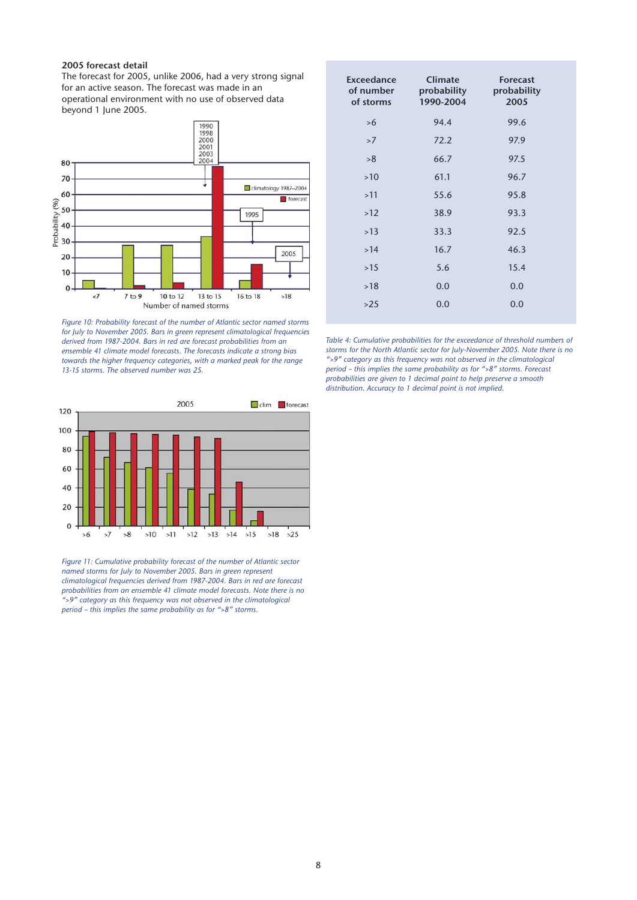### 2005 forecast detail

The forecast for 2005, unlike 2006, had a very strong signal for an active season. The forecast was made in an operational environment with no use of observed data beyond 1 June 2005.

*Figure 10: Probability forecast of the number of Atlantic sector named storms for July to November 2005. Bars in green represent climatological frequencies derived from 1987-2004. Bars in red are forecast probabilities from an ensemble 41 climate model forecasts. The forecasts indicate a strong bias towards the higher frequency categories, with a marked peak for the range 13-15 storms. The observed number was 25.*

*Figure 11: Cumulative probability forecast of the number of Atlantic sector named storms for July to November 2005. Bars in green represent climatological frequencies derived from 1987-2004. Bars in red are forecast probabilities from an ensemble 41 climate model forecasts. Note there is no ">9" category as this frequency was not observed in the climatological period – this implies the same probability as for ">8" storms.*

| Exceedance of number of storms | Climate probability 1990-2004 | Forecast probability 2005 |
|---|---|---|
| >6 | 94.4 | 99.6 |
| >7 | 72.2 | 97.9 |
| >8 | 66.7 | 97.5 |
| >10 | 61.1 | 96.7 |
| >11 | 55.6 | 95.8 |
| >12 | 38.9 | 93.3 |
| >13 | 33.3 | 92.5 |
| >14 | 16.7 | 46.3 |
| >15 | 5.6 | 15.4 |
| >18 | 0.0 | 0.0 |
| >25 | 0.0 | 0.0 |

*Table 4: Cumulative probabilities for the exceedance of threshold numbers of storms for the North Atlantic sector for July-November 2005. Note there is no ">9" category as this frequency was not observed in the climatological period – this implies the same probability as for ">8" storms. Forecast probabilities are given to 1 decimal point to help preserve a smooth distribution. Accuracy to 1 decimal point is not implied.*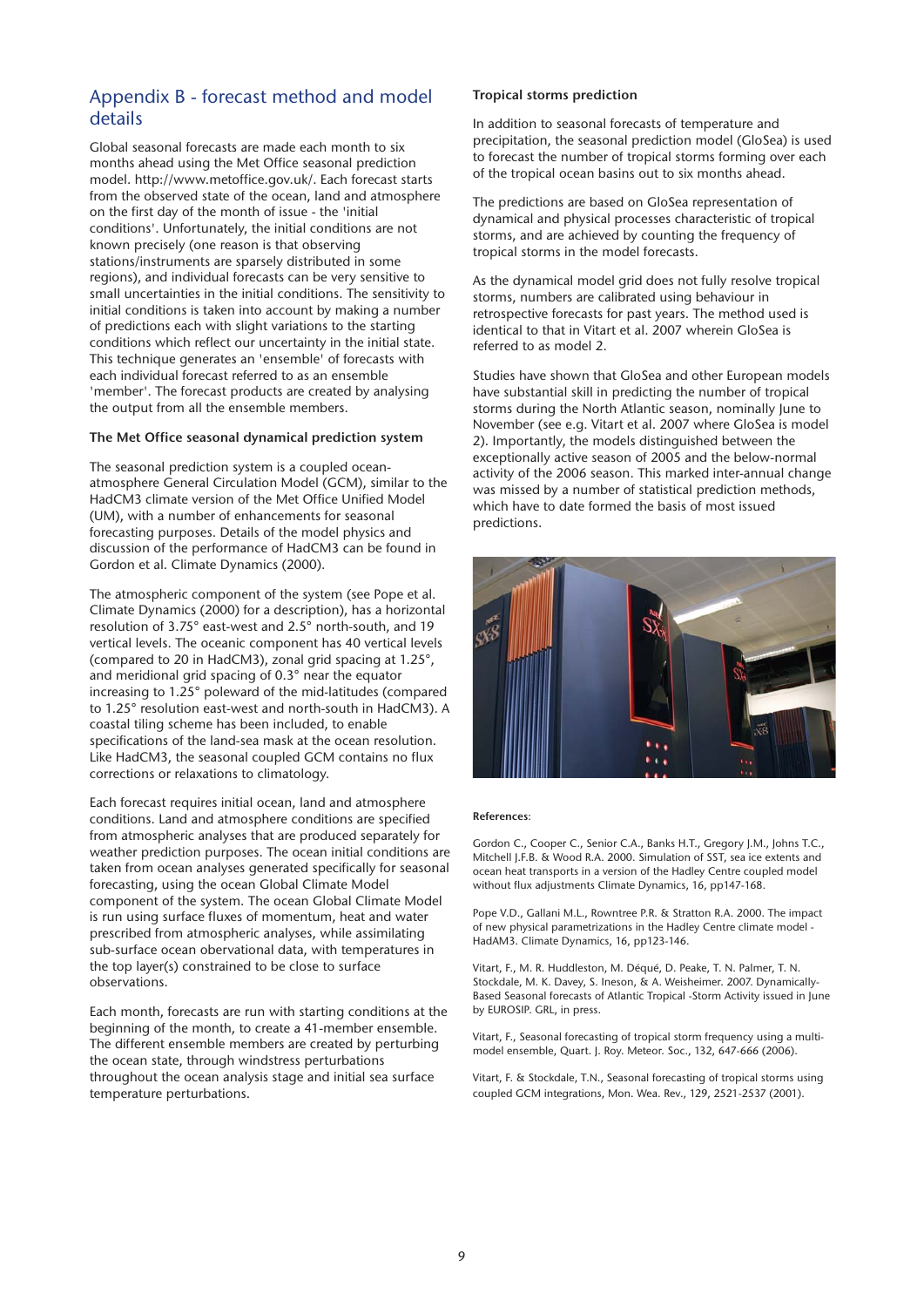## Appendix B - forecast method and model details

Global seasonal forecasts are made each month to six months ahead using the Met Office seasonal prediction model. http://www.metoffice.gov.uk/. Each forecast starts from the observed state of the ocean, land and atmosphere on the first day of the month of issue - the 'initial conditions'. Unfortunately, the initial conditions are not known precisely (one reason is that observing stations/instruments are sparsely distributed in some regions), and individual forecasts can be very sensitive to small uncertainties in the initial conditions. The sensitivity to initial conditions is taken into account by making a number of predictions each with slight variations to the starting conditions which reflect our uncertainty in the initial state. This technique generates an 'ensemble' of forecasts with each individual forecast referred to as an ensemble 'member'. The forecast products are created by analysing the output from all the ensemble members.

### The Met Office seasonal dynamical prediction system

The seasonal prediction system is a coupled ocean-atmosphere General Circulation Model (GCM), similar to the HadCM3 climate version of the Met Office Unified Model (UM), with a number of enhancements for seasonal forecasting purposes. Details of the model physics and discussion of the performance of HadCM3 can be found in Gordon et al. Climate Dynamics (2000).

The atmospheric component of the system (see Pope et al. Climate Dynamics (2000) for a description), has a horizontal resolution of 3.75° east-west and 2.5° north-south, and 19 vertical levels. The oceanic component has 40 vertical levels (compared to 20 in HadCM3), zonal grid spacing at 1.25°, and meridional grid spacing of 0.3° near the equator increasing to 1.25° poleward of the mid-latitudes (compared to 1.25° resolution east-west and north-south in HadCM3). A coastal tiling scheme has been included, to enable specifications of the land-sea mask at the ocean resolution. Like HadCM3, the seasonal coupled GCM contains no flux corrections or relaxations to climatology.

Each forecast requires initial ocean, land and atmosphere conditions. Land and atmosphere conditions are specified from atmospheric analyses that are produced separately for weather prediction purposes. The ocean initial conditions are taken from ocean analyses generated specifically for seasonal forecasting, using the ocean Global Climate Model component of the system. The ocean Global Climate Model is run using surface fluxes of momentum, heat and water prescribed from atmospheric analyses, while assimilating sub-surface ocean observational data, with temperatures in the top layer(s) constrained to be close to surface observations.

Each month, forecasts are run with starting conditions at the beginning of the month, to create a 41-member ensemble. The different ensemble members are created by perturbing the ocean state, through windstress perturbations throughout the ocean analysis stage and initial sea surface temperature perturbations.

### Tropical storms prediction

In addition to seasonal forecasts of temperature and precipitation, the seasonal prediction model (GloSea) is used to forecast the number of tropical storms forming over each of the tropical ocean basins out to six months ahead.

The predictions are based on GloSea representation of dynamical and physical processes characteristic of tropical storms, and are achieved by counting the frequency of tropical storms in the model forecasts.

As the dynamical model grid does not fully resolve tropical storms, numbers are calibrated using behaviour in retrospective forecasts for past years. The method used is identical to that in Vitart et al. 2007 wherein GloSea is referred to as model 2.

Studies have shown that GloSea and other European models have substantial skill in predicting the number of tropical storms during the North Atlantic season, nominally June to November (see e.g. Vitart et al. 2007 where GloSea is model 2). Importantly, the models distinguished between the exceptionally active season of 2005 and the below-normal activity of the 2006 season. This marked inter-annual change was missed by a number of statistical prediction methods, which have to date formed the basis of most issued predictions.

**References**:

Gordon C., Cooper C., Senior C.A., Banks H.T., Gregory J.M., Johns T.C., Mitchell J.F.B. & Wood R.A. 2000. Simulation of SST, sea ice extents and ocean heat transports in a version of the Hadley Centre coupled model without flux adjustments Climate Dynamics, 16, pp147-168.

Pope V.D., Gallani M.L., Rowntree P.R. & Stratton R.A. 2000. The impact of new physical parametrizations in the Hadley Centre climate model - HadAM3. Climate Dynamics, 16, pp123-146.

Vitart, F., M. R. Huddleston, M. Déqué, D. Peake, T. N. Palmer, T. N. Stockdale, M. K. Davey, S. Ineson, & A. Weisheimer. 2007. Dynamically-Based Seasonal forecasts of Atlantic Tropical -Storm Activity issued in June by EUROSIP. GRL, in press.

Vitart, F., Seasonal forecasting of tropical storm frequency using a multi-model ensemble, Quart. J. Roy. Meteor. Soc., 132, 647-666 (2006).

Vitart, F. & Stockdale, T.N., Seasonal forecasting of tropical storms using coupled GCM integrations, Mon. Wea. Rev., 129, 2521-2537 (2001).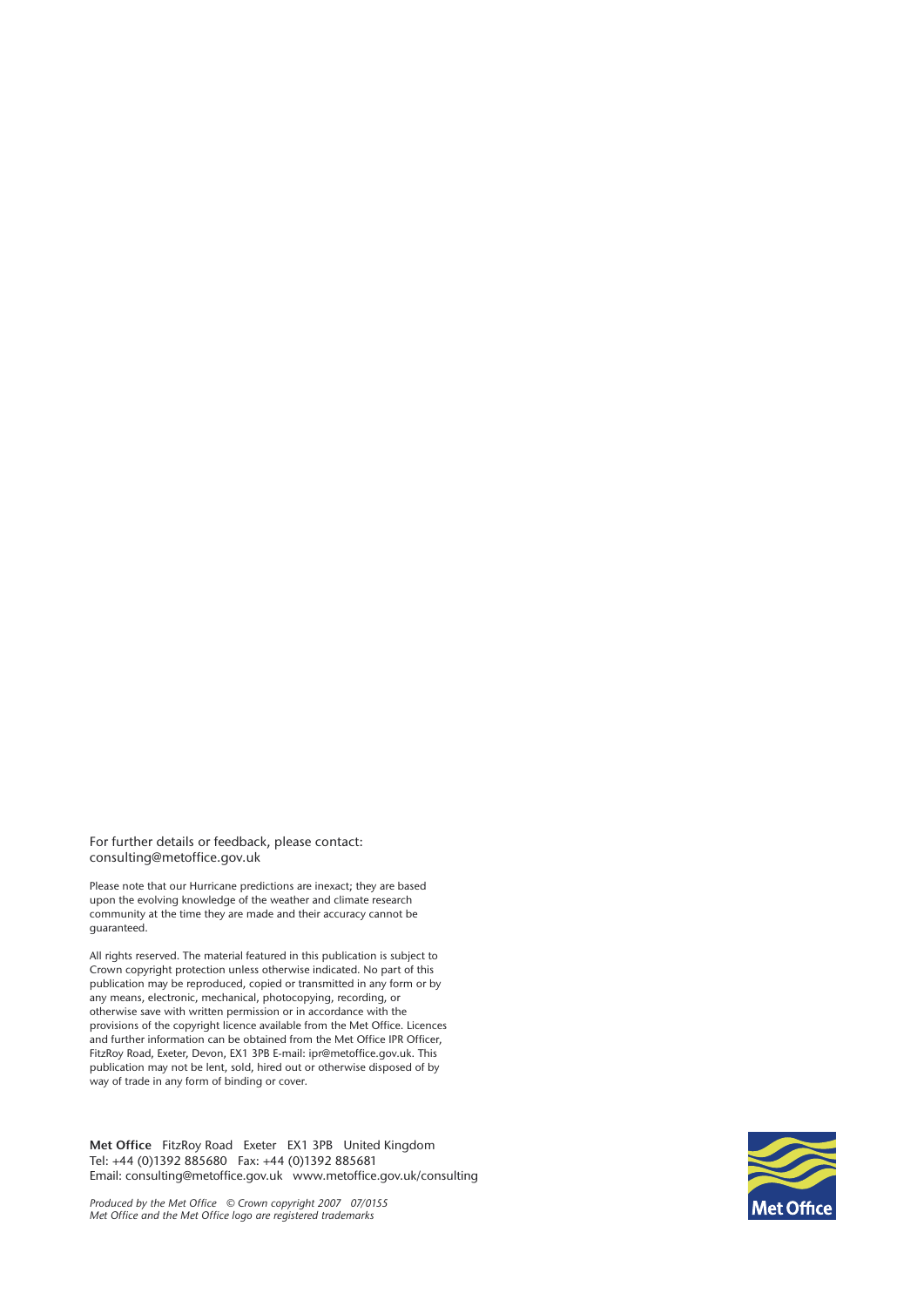For further details or feedback, please contact:
consulting@metoffice.gov.uk

Please note that our Hurricane predictions are inexact; they are based upon the evolving knowledge of the weather and climate research community at the time they are made and their accuracy cannot be guaranteed.

All rights reserved. The material featured in this publication is subject to Crown copyright protection unless otherwise indicated. No part of this publication may be reproduced, copied or transmitted in any form or by any means, electronic, mechanical, photocopying, recording, or otherwise save with written permission or in accordance with the provisions of the copyright licence available from the Met Office. Licences and further information can be obtained from the Met Office IPR Officer, FitzRoy Road, Exeter, Devon, EX1 3PB E-mail: ipr@metoffice.gov.uk. This publication may not be lent, sold, hired out or otherwise disposed of by way of trade in any form of binding or cover.

**Met Office** FitzRoy Road Exeter EX1 3PB United Kingdom
Tel: +44 (0)1392 885680 Fax: +44 (0)1392 885681
Email: consulting@metoffice.gov.uk www.metoffice.gov.uk/consulting

*Produced by the Met Office © Crown copyright 2007 07/0155*
*Met Office and the Met Office logo are registered trademarks*

Met Office